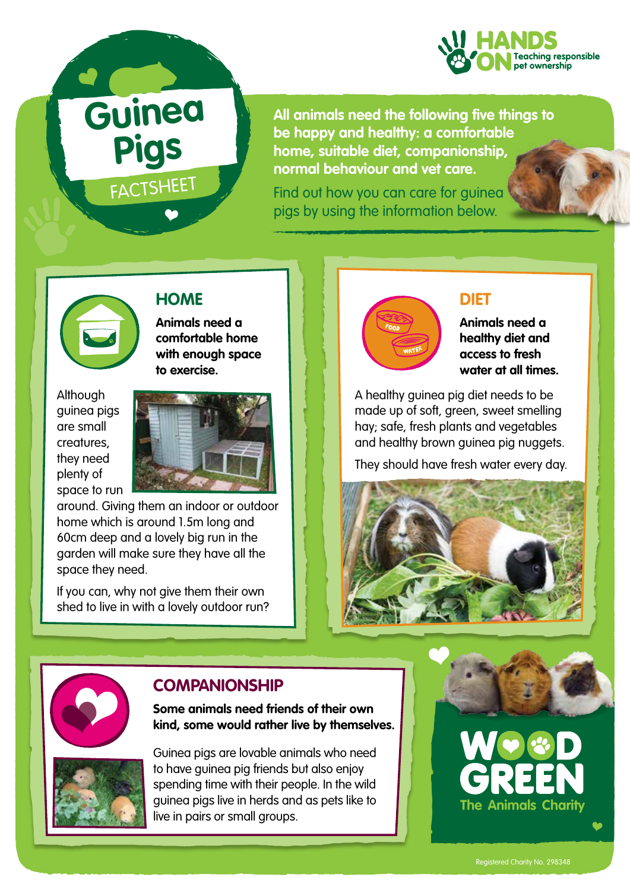# Guinea Pigs

FACTSHEET

HANDS ON — Teaching responsible pet ownership

**All animals need the following five things to be happy and healthy: a comfortable home, suitable diet, companionship, normal behaviour and vet care.**

Find out how you can care for guinea pigs by using the information below.

## HOME

**Animals need a comfortable home with enough space to exercise.**

Although guinea pigs are small creatures, they need plenty of space to run around. Giving them an indoor or outdoor home which is around 1.5m long and 60cm deep and a lovely big run in the garden will make sure they have all the space they need.

If you can, why not give them their own shed to live in with a lovely outdoor run?

## DIET

**Animals need a healthy diet and access to fresh water at all times.**

A healthy guinea pig diet needs to be made up of soft, green, sweet smelling hay; safe, fresh plants and vegetables and healthy brown guinea pig nuggets.

They should have fresh water every day.

## COMPANIONSHIP

**Some animals need friends of their own kind, some would rather live by themselves.**

Guinea pigs are lovable animals who need to have guinea pig friends but also enjoy spending time with their people. In the wild guinea pigs live in herds and as pets like to live in pairs or small groups.

WOOD GREEN
The Animals Charity

Registered Charity No. 298348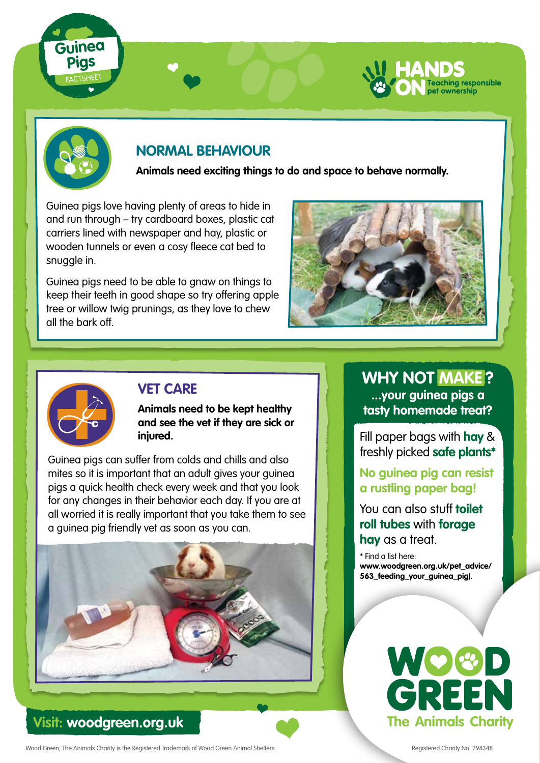Guinea Pigs
FACTSHEET

HANDS ON Teaching responsible pet ownership

## NORMAL BEHAVIOUR

**Animals need exciting things to do and space to behave normally.**

Guinea pigs love having plenty of areas to hide in and run through – try cardboard boxes, plastic cat carriers lined with newspaper and hay, plastic or wooden tunnels or even a cosy fleece cat bed to snuggle in.

Guinea pigs need to be able to gnaw on things to keep their teeth in good shape so try offering apple tree or willow twig prunings, as they love to chew all the bark off.

## VET CARE

**Animals need to be kept healthy and see the vet if they are sick or injured.**

Guinea pigs can suffer from colds and chills and also mites so it is important that an adult gives your guinea pigs a quick health check every week and that you look for any changes in their behavior each day. If you are at all worried it is really important that you take them to see a guinea pig friendly vet as soon as you can.

## WHY NOT MAKE?

**...your guinea pigs a tasty homemade treat?**

Fill paper bags with **hay** & freshly picked **safe plants***

**No guinea pig can resist a rustling paper bag!**

You can also stuff **toilet roll tubes** with **forage hay** as a treat.

* Find a list here: **www.woodgreen.org.uk/pet_advice/563_feeding_your_guinea_pig).**

**Visit: woodgreen.org.uk**

WOOD GREEN The Animals Charity

Wood Green, The Animals Charity is the Registered Trademark of Wood Green Animal Shelters.

Registered Charity No. 298348